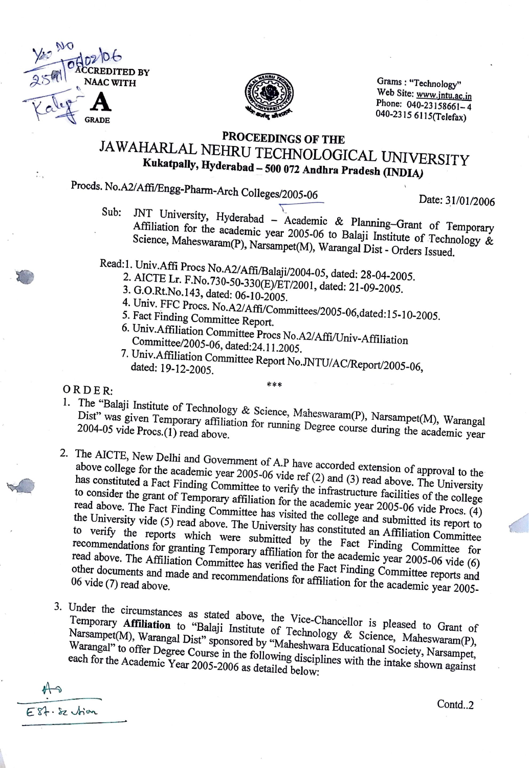ACCREDITED BY NAAC WITH **A** GRADE

Grams : "Technology"
Web Site: www.jntu.ac.in
Phone: 040-23158661-4
040-2315 6115(Telefax)

# PROCEEDINGS OF THE JAWAHARLAL NEHRU TECHNOLOGICAL UNIVERSITY

**Kukatpally, Hyderabad – 500 072 Andhra Pradesh (INDIA)**

Procds. No.A2/Affi/Engg-Pharm-Arch Colleges/2005-06 Date: 31/01/2006

Sub: JNT University, Hyderabad – Academic & Planning–Grant of Temporary Affiliation for the academic year 2005-06 to Balaji Institute of Technology & Science, Maheswaram(P), Narsampet(M), Warangal Dist - Orders Issued.

Read:
1. Univ.Affi Procs No.A2/Affi/Balaji/2004-05, dated: 28-04-2005.
2. AICTE Lr. F.No.730-50-330(E)/ET/2001, dated: 21-09-2005.
3. G.O.Rt.No.143, dated: 06-10-2005.
4. Univ. FFC Procs. No.A2/Affi/Committees/2005-06,dated:15-10-2005.
5. Fact Finding Committee Report.
6. Univ.Affiliation Committee Procs No.A2/Affi/Univ-Affiliation Committee/2005-06, dated:24.11.2005.
7. Univ.Affiliation Committee Report No.JNTU/AC/Report/2005-06, dated: 19-12-2005.

\*\*\*

ORDER:

1. The "Balaji Institute of Technology & Science, Maheswaram(P), Narsampet(M), Warangal Dist" was given Temporary affiliation for running Degree course during the academic year 2004-05 vide Procs.(1) read above.

2. The AICTE, New Delhi and Government of A.P have accorded extension of approval to the above college for the academic year 2005-06 vide ref (2) and (3) read above. The University has constituted a Fact Finding Committee to verify the infrastructure facilities of the college to consider the grant of Temporary affiliation for the academic year 2005-06 vide Procs. (4) read above. The Fact Finding Committee has visited the college and submitted its report to the University vide (5) read above. The University has constituted an Affiliation Committee to verify the reports which were submitted by the Fact Finding Committee for recommendations for granting Temporary affiliation for the academic year 2005-06 vide (6) read above. The Affiliation Committee has verified the Fact Finding Committee reports and other documents and made and recommendations for affiliation for the academic year 2005-06 vide (7) read above.

3. Under the circumstances as stated above, the Vice-Chancellor is pleased to Grant of Temporary **Affiliation** to "Balaji Institute of Technology & Science, Maheswaram(P), Narsampet(M), Warangal Dist" sponsored by "Maheshwara Educational Society, Narsampet, Warangal" to offer Degree Course in the following disciplines with the intake shown against each for the Academic Year 2005-2006 as detailed below:

Contd..2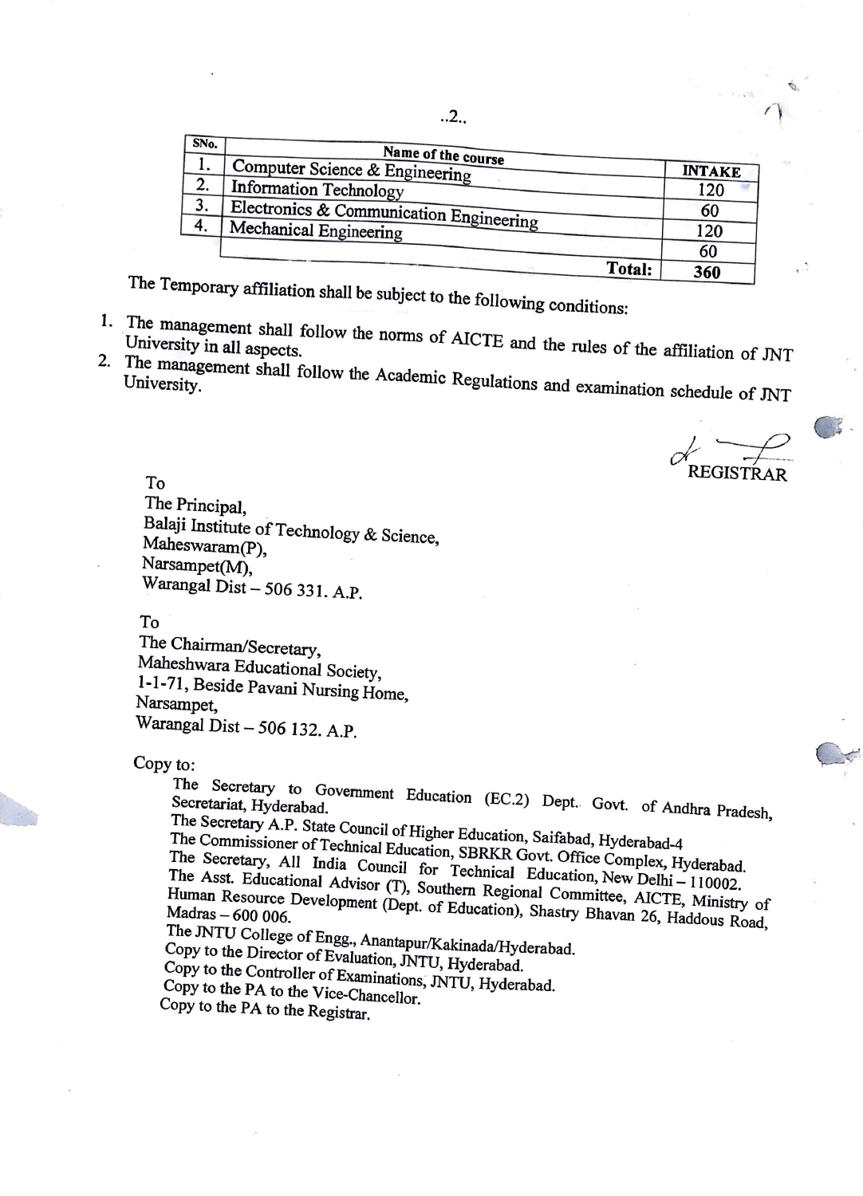| SNo. | Name of the course | INTAKE |
|---|---|---|
| 1. | Computer Science & Engineering | 120 |
| 2. | Information Technology | 60 |
| 3. | Electronics & Communication Engineering | 120 |
| 4. | Mechanical Engineering | 60 |
| | Total: | 360 |

The Temporary affiliation shall be subject to the following conditions:

1. The management shall follow the norms of AICTE and the rules of the affiliation of JNT University in all aspects.
2. The management shall follow the Academic Regulations and examination schedule of JNT University.

REGISTRAR

To
The Principal,
Balaji Institute of Technology & Science,
Maheswaram(P),
Narsampet(M),
Warangal Dist – 506 331. A.P.

To
The Chairman/Secretary,
Maheshwara Educational Society,
1-1-71, Beside Pavani Nursing Home,
Narsampet,
Warangal Dist – 506 132. A.P.

Copy to:

The Secretary to Government Education (EC.2) Dept. Govt. of Andhra Pradesh, Secretariat, Hyderabad.
The Secretary A.P. State Council of Higher Education, Saifabad, Hyderabad-4
The Commissioner of Technical Education, SBRKR Govt. Office Complex, Hyderabad.
The Secretary, All India Council for Technical Education, New Delhi – 110002.
The Asst. Educational Advisor (T), Southern Regional Committee, AICTE, Ministry of Human Resource Development (Dept. of Education), Shastry Bhavan 26, Haddous Road, Madras – 600 006.
The JNTU College of Engg., Anantapur/Kakinada/Hyderabad.
Copy to the Director of Evaluation, JNTU, Hyderabad.
Copy to the Controller of Examinations, JNTU, Hyderabad.
Copy to the PA to the Vice-Chancellor.
Copy to the PA to the Registrar.